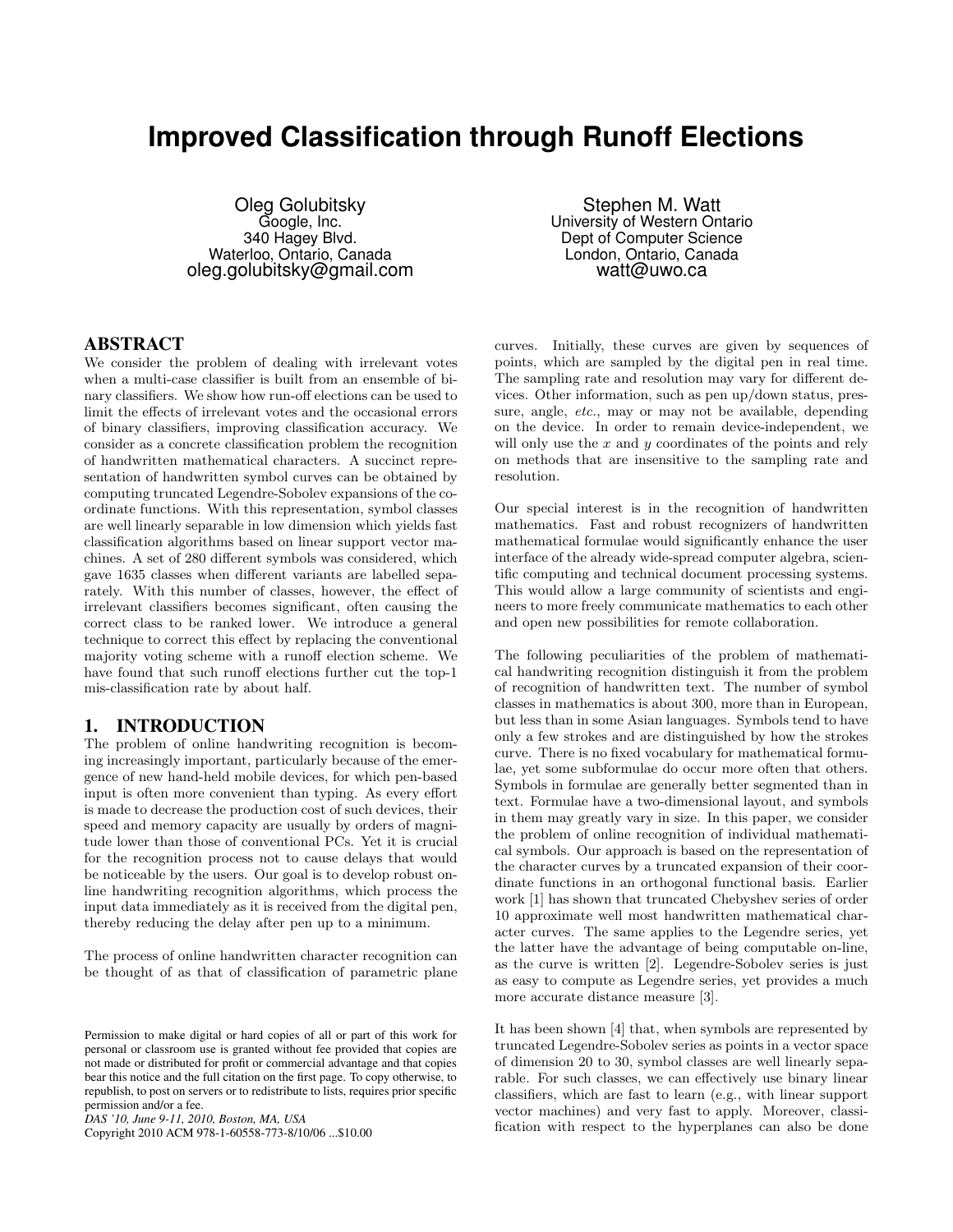# Improved Classification through Runoff Elections

Oleg Golubitsky
Google, Inc.
340 Hagey Blvd.
Waterloo, Ontario, Canada
oleg.golubitsky@gmail.com

Stephen M. Watt
University of Western Ontario
Dept of Computer Science
London, Ontario, Canada
watt@uwo.ca

## ABSTRACT

We consider the problem of dealing with irrelevant votes when a multi-case classifier is built from an ensemble of binary classifiers. We show how run-off elections can be used to limit the effects of irrelevant votes and the occasional errors of binary classifiers, improving classification accuracy. We consider as a concrete classification problem the recognition of handwritten mathematical characters. A succinct representation of handwritten symbol curves can be obtained by computing truncated Legendre-Sobolev expansions of the coordinate functions. With this representation, symbol classes are well linearly separable in low dimension which yields fast classification algorithms based on linear support vector machines. A set of 280 different symbols was considered, which gave 1635 classes when different variants are labelled separately. With this number of classes, however, the effect of irrelevant classifiers becomes significant, often causing the correct class to be ranked lower. We introduce a general technique to correct this effect by replacing the conventional majority voting scheme with a runoff election scheme. We have found that such runoff elections further cut the top-1 mis-classification rate by about half.

## 1. INTRODUCTION

The problem of online handwriting recognition is becoming increasingly important, particularly because of the emergence of new hand-held mobile devices, for which pen-based input is often more convenient than typing. As every effort is made to decrease the production cost of such devices, their speed and memory capacity are usually by orders of magnitude lower than those of conventional PCs. Yet it is crucial for the recognition process not to cause delays that would be noticeable by the users. Our goal is to develop robust online handwriting recognition algorithms, which process the input data immediately as it is received from the digital pen, thereby reducing the delay after pen up to a minimum.

The process of online handwritten character recognition can be thought of as that of classification of parametric plane curves. Initially, these curves are given by sequences of points, which are sampled by the digital pen in real time. The sampling rate and resolution may vary for different devices. Other information, such as pen up/down status, pressure, angle, *etc.*, may or may not be available, depending on the device. In order to remain device-independent, we will only use the $x$ and $y$ coordinates of the points and rely on methods that are insensitive to the sampling rate and resolution.

Our special interest is in the recognition of handwritten mathematics. Fast and robust recognizers of handwritten mathematical formulae would significantly enhance the user interface of the already wide-spread computer algebra, scientific computing and technical document processing systems. This would allow a large community of scientists and engineers to more freely communicate mathematics to each other and open new possibilities for remote collaboration.

The following peculiarities of the problem of mathematical handwriting recognition distinguish it from the problem of recognition of handwritten text. The number of symbol classes in mathematics is about 300, more than in European, but less than in some Asian languages. Symbols tend to have only a few strokes and are distinguished by how the strokes curve. There is no fixed vocabulary for mathematical formulae, yet some subformulae do occur more often that others. Symbols in formulae are generally better segmented than in text. Formulae have a two-dimensional layout, and symbols in them may greatly vary in size. In this paper, we consider the problem of online recognition of individual mathematical symbols. Our approach is based on the representation of the character curves by a truncated expansion of their coordinate functions in an orthogonal functional basis. Earlier work [1] has shown that truncated Chebyshev series of order 10 approximate well most handwritten mathematical character curves. The same applies to the Legendre series, yet the latter have the advantage of being computable on-line, as the curve is written [2]. Legendre-Sobolev series is just as easy to compute as Legendre series, yet provides a much more accurate distance measure [3].

It has been shown [4] that, when symbols are represented by truncated Legendre-Sobolev series as points in a vector space of dimension 20 to 30, symbol classes are well linearly separable. For such classes, we can effectively use binary linear classifiers, which are fast to learn (e.g., with linear support vector machines) and very fast to apply. Moreover, classification with respect to the hyperplanes can also be done

Permission to make digital or hard copies of all or part of this work for personal or classroom use is granted without fee provided that copies are not made or distributed for profit or commercial advantage and that copies bear this notice and the full citation on the first page. To copy otherwise, to republish, to post on servers or to redistribute to lists, requires prior specific permission and/or a fee.
*DAS '10, June 9-11, 2010, Boston, MA, USA*
Copyright 2010 ACM 978-1-60558-773-8/10/06 ...$10.00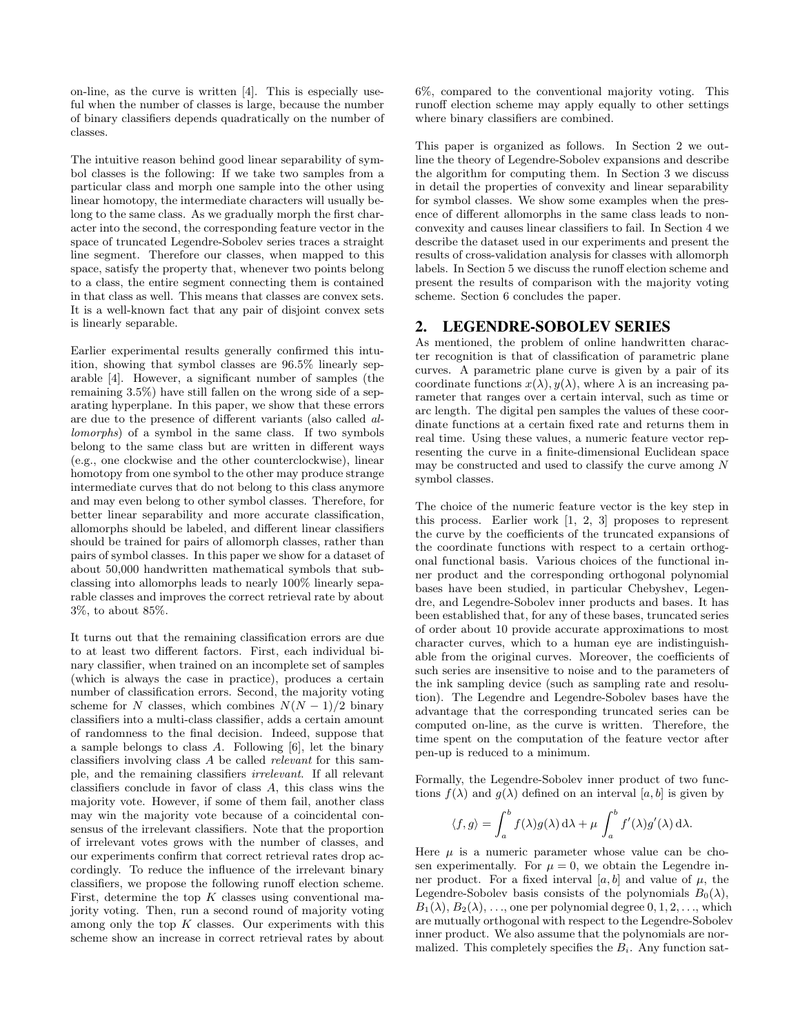on-line, as the curve is written [4]. This is especially useful when the number of classes is large, because the number of binary classifiers depends quadratically on the number of classes.

The intuitive reason behind good linear separability of symbol classes is the following: If we take two samples from a particular class and morph one sample into the other using linear homotopy, the intermediate characters will usually belong to the same class. As we gradually morph the first character into the second, the corresponding feature vector in the space of truncated Legendre-Sobolev series traces a straight line segment. Therefore our classes, when mapped to this space, satisfy the property that, whenever two points belong to a class, the entire segment connecting them is contained in that class as well. This means that classes are convex sets. It is a well-known fact that any pair of disjoint convex sets is linearly separable.

Earlier experimental results generally confirmed this intuition, showing that symbol classes are 96.5% linearly separable [4]. However, a significant number of samples (the remaining 3.5%) have still fallen on the wrong side of a separating hyperplane. In this paper, we show that these errors are due to the presence of different variants (also called *allomorphs*) of a symbol in the same class. If two symbols belong to the same class but are written in different ways (e.g., one clockwise and the other counterclockwise), linear homotopy from one symbol to the other may produce strange intermediate curves that do not belong to this class anymore and may even belong to other symbol classes. Therefore, for better linear separability and more accurate classification, allomorphs should be labeled, and different linear classifiers should be trained for pairs of allomorph classes, rather than pairs of symbol classes. In this paper we show for a dataset of about 50,000 handwritten mathematical symbols that subclassing into allomorphs leads to nearly 100% linearly separable classes and improves the correct retrieval rate by about 3%, to about 85%.

It turns out that the remaining classification errors are due to at least two different factors. First, each individual binary classifier, when trained on an incomplete set of samples (which is always the case in practice), produces a certain number of classification errors. Second, the majority voting scheme for $N$ classes, which combines $N(N-1)/2$ binary classifiers into a multi-class classifier, adds a certain amount of randomness to the final decision. Indeed, suppose that a sample belongs to class $A$. Following [6], let the binary classifiers involving class $A$ be called *relevant* for this sample, and the remaining classifiers *irrelevant*. If all relevant classifiers conclude in favor of class $A$, this class wins the majority vote. However, if some of them fail, another class may win the majority vote because of a coincidental consensus of the irrelevant classifiers. Note that the proportion of irrelevant votes grows with the number of classes, and our experiments confirm that correct retrieval rates drop accordingly. To reduce the influence of the irrelevant binary classifiers, we propose the following runoff election scheme. First, determine the top $K$ classes using conventional majority voting. Then, run a second round of majority voting among only the top $K$ classes. Our experiments with this scheme show an increase in correct retrieval rates by about 6%, compared to the conventional majority voting. This runoff election scheme may apply equally to other settings where binary classifiers are combined.

This paper is organized as follows. In Section 2 we outline the theory of Legendre-Sobolev expansions and describe the algorithm for computing them. In Section 3 we discuss in detail the properties of convexity and linear separability for symbol classes. We show some examples when the presence of different allomorphs in the same class leads to nonconvexity and causes linear classifiers to fail. In Section 4 we describe the dataset used in our experiments and present the results of cross-validation analysis for classes with allomorph labels. In Section 5 we discuss the runoff election scheme and present the results of comparison with the majority voting scheme. Section 6 concludes the paper.

## 2. LEGENDRE-SOBOLEV SERIES

As mentioned, the problem of online handwritten character recognition is that of classification of parametric plane curves. A parametric plane curve is given by a pair of its coordinate functions $x(\lambda), y(\lambda)$, where $\lambda$ is an increasing parameter that ranges over a certain interval, such as time or arc length. The digital pen samples the values of these coordinate functions at a certain fixed rate and returns them in real time. Using these values, a numeric feature vector representing the curve in a finite-dimensional Euclidean space may be constructed and used to classify the curve among $N$ symbol classes.

The choice of the numeric feature vector is the key step in this process. Earlier work [1, 2, 3] proposes to represent the curve by the coefficients of the truncated expansions of the coordinate functions with respect to a certain orthogonal functional basis. Various choices of the functional inner product and the corresponding orthogonal polynomial bases have been studied, in particular Chebyshev, Legendre, and Legendre-Sobolev inner products and bases. It has been established that, for any of these bases, truncated series of order about 10 provide accurate approximations to most character curves, which to a human eye are indistinguishable from the original curves. Moreover, the coefficients of such series are insensitive to noise and to the parameters of the ink sampling device (such as sampling rate and resolution). The Legendre and Legendre-Sobolev bases have the advantage that the corresponding truncated series can be computed on-line, as the curve is written. Therefore, the time spent on the computation of the feature vector after pen-up is reduced to a minimum.

Formally, the Legendre-Sobolev inner product of two functions $f(\lambda)$ and $g(\lambda)$ defined on an interval $[a,b]$ is given by

$$\langle f, g \rangle = \int_a^b f(\lambda)g(\lambda)\,\mathrm{d}\lambda + \mu \int_a^b f'(\lambda)g'(\lambda)\,\mathrm{d}\lambda.$$

Here $\mu$ is a numeric parameter whose value can be chosen experimentally. For $\mu = 0$, we obtain the Legendre inner product. For a fixed interval $[a,b]$ and value of $\mu$, the Legendre-Sobolev basis consists of the polynomials $B_0(\lambda)$, $B_1(\lambda)$, $B_2(\lambda)$, ..., one per polynomial degree $0, 1, 2, \ldots$, which are mutually orthogonal with respect to the Legendre-Sobolev inner product. We also assume that the polynomials are normalized. This completely specifies the $B_i$. Any function sat-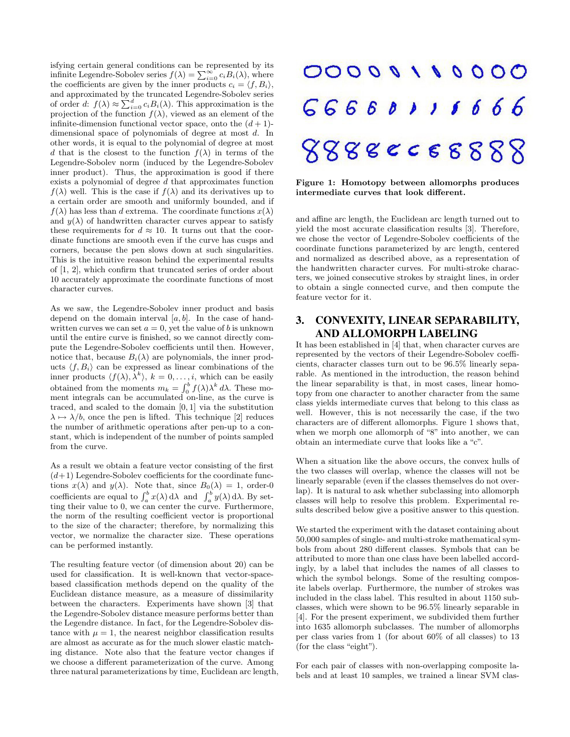isfying certain general conditions can be represented by its infinite Legendre-Sobolev series $f(\lambda) = \sum_{i=0}^{\infty} c_i B_i(\lambda)$, where the coefficients are given by the inner products $c_i = \langle f, B_i \rangle$, and approximated by the truncated Legendre-Sobolev series of order $d$: $f(\lambda) \approx \sum_{i=0}^{d} c_i B_i(\lambda)$. This approximation is the projection of the function $f(\lambda)$, viewed as an element of the infinite-dimension functional vector space, onto the $(d+1)$-dimensional space of polynomials of degree at most $d$. In other words, it is equal to the polynomial of degree at most $d$ that is the closest to the function $f(\lambda)$ in terms of the Legendre-Sobolev norm (induced by the Legendre-Sobolev inner product). Thus, the approximation is good if there exists a polynomial of degree $d$ that approximates function $f(\lambda)$ well. This is the case if $f(\lambda)$ and its derivatives up to a certain order are smooth and uniformly bounded, and if $f(\lambda)$ has less than $d$ extrema. The coordinate functions $x(\lambda)$ and $y(\lambda)$ of handwritten character curves appear to satisfy these requirements for $d \approx 10$. It turns out that the coordinate functions are smooth even if the curve has cusps and corners, because the pen slows down at such singularities. This is the intuitive reason behind the experimental results of [1, 2], which confirm that truncated series of order about 10 accurately approximate the coordinate functions of most character curves.

As we saw, the Legendre-Sobolev inner product and basis depend on the domain interval $[a, b]$. In the case of handwritten curves we can set $a = 0$, yet the value of $b$ is unknown until the entire curve is finished, so we cannot directly compute the Legendre-Sobolev coefficients until then. However, notice that, because $B_i(\lambda)$ are polynomials, the inner products $\langle f, B_i \rangle$ can be expressed as linear combinations of the inner products $\langle f(\lambda), \lambda^k \rangle$, $k = 0, \ldots, i$, which can be easily obtained from the moments $m_k = \int_0^b f(\lambda) \lambda^k \, d\lambda$. These moment integrals can be accumulated on-line, as the curve is traced, and scaled to the domain $[0, 1]$ via the substitution $\lambda \mapsto \lambda/b$, once the pen is lifted. This technique [2] reduces the number of arithmetic operations after pen-up to a constant, which is independent of the number of points sampled from the curve.

As a result we obtain a feature vector consisting of the first $(d+1)$ Legendre-Sobolev coefficients for the coordinate functions $x(\lambda)$ and $y(\lambda)$. Note that, since $B_0(\lambda) = 1$, order-0 coefficients are equal to $\int_a^b x(\lambda) \, d\lambda$ and $\int_a^b y(\lambda) \, d\lambda$. By setting their value to 0, we can center the curve. Furthermore, the norm of the resulting coefficient vector is proportional to the size of the character; therefore, by normalizing this vector, we normalize the character size. These operations can be performed instantly.

The resulting feature vector (of dimension about 20) can be used for classification. It is well-known that vector-space-based classification methods depend on the quality of the Euclidean distance measure, as a measure of dissimilarity between the characters. Experiments have shown [3] that the Legendre-Sobolev distance measure performs better than the Legendre distance. In fact, for the Legendre-Sobolev distance with $\mu = 1$, the nearest neighbor classification results are almost as accurate as for the much slower elastic matching distance. Note also that the feature vector changes if we choose a different parameterization of the curve. Among three natural parameterizations by time, Euclidean arc length, and affine arc length, the Euclidean arc length turned out to yield the most accurate classification results [3]. Therefore, we chose the vector of Legendre-Sobolev coefficients of the coordinate functions parameterized by arc length, centered and normalized as described above, as a representation of the handwritten character curves. For multi-stroke characters, we joined consecutive strokes by straight lines, in order to obtain a single connected curve, and then compute the feature vector for it.

**Figure 1: Homotopy between allomorphs produces intermediate curves that look different.**

## 3. CONVEXITY, LINEAR SEPARABILITY, AND ALLOMORPH LABELING

It has been established in [4] that, when character curves are represented by the vectors of their Legendre-Sobolev coefficients, character classes turn out to be 96.5% linearly separable. As mentioned in the introduction, the reason behind the linear separability is that, in most cases, linear homotopy from one character to another character from the same class yields intermediate curves that belong to this class as well. However, this is not necessarily the case, if the two characters are of different allomorphs. Figure 1 shows that, when we morph one allomorph of "8" into another, we can obtain an intermediate curve that looks like a "c".

When a situation like the above occurs, the convex hulls of the two classes will overlap, whence the classes will not be linearly separable (even if the classes themselves do not overlap). It is natural to ask whether subclassing into allomorph classes will help to resolve this problem. Experimental results described below give a positive answer to this question.

We started the experiment with the dataset containing about 50,000 samples of single- and multi-stroke mathematical symbols from about 280 different classes. Symbols that can be attributed to more than one class have been labelled accordingly, by a label that includes the names of all classes to which the symbol belongs. Some of the resulting composite labels overlap. Furthermore, the number of strokes was included in the class label. This resulted in about 1150 subclasses, which were shown to be 96.5% linearly separable in [4]. For the present experiment, we subdivided them further into 1635 allomorph subclasses. The number of allomorphs per class varies from 1 (for about 60% of all classes) to 13 (for the class "eight").

For each pair of classes with non-overlapping composite labels and at least 10 samples, we trained a linear SVM clas-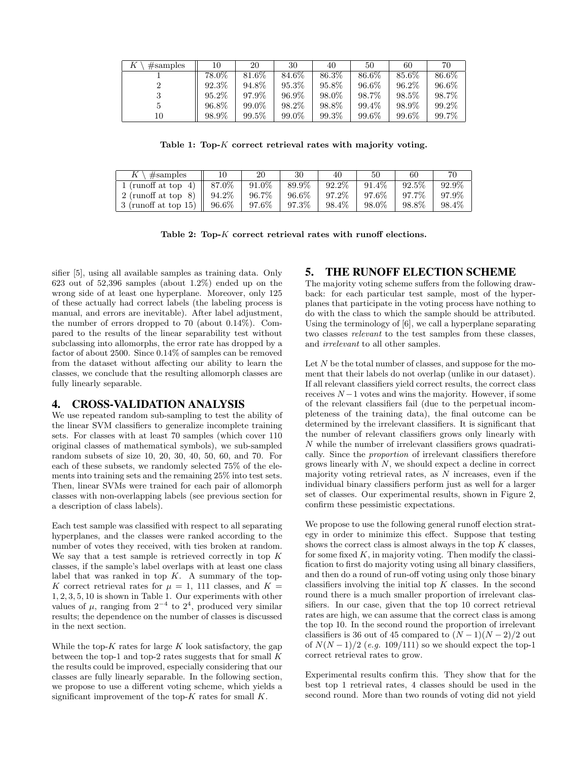| $K$ \ #samples | 10 | 20 | 30 | 40 | 50 | 60 | 70 |
|---|---|---|---|---|---|---|---|
| 1 | 78.0% | 81.6% | 84.6% | 86.3% | 86.6% | 85.6% | 86.6% |
| 2 | 92.3% | 94.8% | 95.3% | 95.8% | 96.6% | 96.2% | 96.6% |
| 3 | 95.2% | 97.9% | 96.9% | 98.0% | 98.7% | 98.5% | 98.7% |
| 5 | 96.8% | 99.0% | 98.2% | 98.8% | 99.4% | 98.9% | 99.2% |
| 10 | 98.9% | 99.5% | 99.0% | 99.3% | 99.6% | 99.6% | 99.7% |

**Table 1: Top-$K$ correct retrieval rates with majority voting.**

| $K$ \ #samples | 10 | 20 | 30 | 40 | 50 | 60 | 70 |
|---|---|---|---|---|---|---|---|
| 1 (runoff at top 4) | 87.0% | 91.0% | 89.9% | 92.2% | 91.4% | 92.5% | 92.9% |
| 2 (runoff at top 8) | 94.2% | 96.7% | 96.6% | 97.2% | 97.6% | 97.7% | 97.9% |
| 3 (runoff at top 15) | 96.6% | 97.6% | 97.3% | 98.4% | 98.0% | 98.8% | 98.4% |

**Table 2: Top-$K$ correct retrieval rates with runoff elections.**

sifier [5], using all available samples as training data. Only 623 out of 52,396 samples (about 1.2%) ended up on the wrong side of at least one hyperplane. Moreover, only 125 of these actually had correct labels (the labeling process is manual, and errors are inevitable). After label adjustment, the number of errors dropped to 70 (about 0.14%). Compared to the results of the linear separability test without subclassing into allomorphs, the error rate has dropped by a factor of about 2500. Since 0.14% of samples can be removed from the dataset without affecting our ability to learn the classes, we conclude that the resulting allomorph classes are fully linearly separable.

# 4. CROSS-VALIDATION ANALYSIS

We use repeated random sub-sampling to test the ability of the linear SVM classifiers to generalize incomplete training sets. For classes with at least 70 samples (which cover 110 original classes of mathematical symbols), we sub-sampled random subsets of size 10, 20, 30, 40, 50, 60, and 70. For each of these subsets, we randomly selected 75% of the elements into training sets and the remaining 25% into test sets. Then, linear SVMs were trained for each pair of allomorph classes with non-overlapping labels (see previous section for a description of class labels).

Each test sample was classified with respect to all separating hyperplanes, and the classes were ranked according to the number of votes they received, with ties broken at random. We say that a test sample is retrieved correctly in top $K$ classes, if the sample's label overlaps with at least one class label that was ranked in top $K$. A summary of the top-$K$ correct retrieval rates for $\mu = 1$, 111 classes, and $K = 1, 2, 3, 5, 10$ is shown in Table 1. Our experiments with other values of $\mu$, ranging from $2^{-4}$ to $2^{4}$, produced very similar results; the dependence on the number of classes is discussed in the next section.

While the top-$K$ rates for large $K$ look satisfactory, the gap between the top-1 and top-2 rates suggests that for small $K$ the results could be improved, especially considering that our classes are fully linearly separable. In the following section, we propose to use a different voting scheme, which yields a significant improvement of the top-$K$ rates for small $K$.

# 5. THE RUNOFF ELECTION SCHEME

The majority voting scheme suffers from the following drawback: for each particular test sample, most of the hyperplanes that participate in the voting process have nothing to do with the class to which the sample should be attributed. Using the terminology of [6], we call a hyperplane separating two classes *relevant* to the test samples from these classes, and *irrelevant* to all other samples.

Let $N$ be the total number of classes, and suppose for the moment that their labels do not overlap (unlike in our dataset). If all relevant classifiers yield correct results, the correct class receives $N-1$ votes and wins the majority. However, if some of the relevant classifiers fail (due to the perpetual incompleteness of the training data), the final outcome can be determined by the irrelevant classifiers. It is significant that the number of relevant classifiers grows only linearly with $N$ while the number of irrelevant classifiers grows quadratically. Since the *proportion* of irrelevant classifiers therefore grows linearly with $N$, we should expect a decline in correct majority voting retrieval rates, as $N$ increases, even if the individual binary classifiers perform just as well for a larger set of classes. Our experimental results, shown in Figure 2, confirm these pessimistic expectations.

We propose to use the following general runoff election strategy in order to minimize this effect. Suppose that testing shows the correct class is almost always in the top $K$ classes, for some fixed $K$, in majority voting. Then modify the classification to first do majority voting using all binary classifiers, and then do a round of run-off voting using only those binary classifiers involving the initial top $K$ classes. In the second round there is a much smaller proportion of irrelevant classifiers. In our case, given that the top 10 correct retrieval rates are high, we can assume that the correct class is among the top 10. In the second round the proportion of irrelevant classifiers is 36 out of 45 compared to $(N-1)(N-2)/2$ out of $N(N-1)/2$ (*e.g.* 109/111) so we should expect the top-1 correct retrieval rates to grow.

Experimental results confirm this. They show that for the best top 1 retrieval rates, 4 classes should be used in the second round. More than two rounds of voting did not yield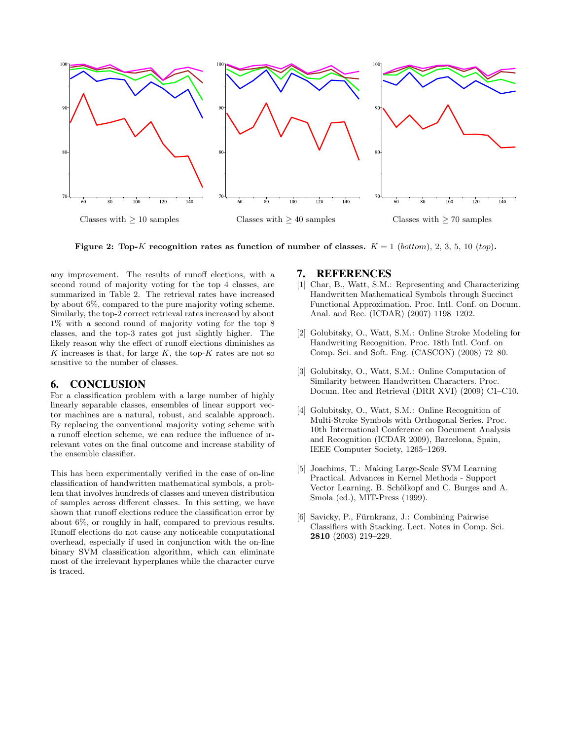100

90

80

70

60 80 100 120 140

Classes with ≥ 10 samples

100

90

80

70

60 80 100 120 140

Classes with ≥ 40 samples

100

90

80

70

60 80 100 120 140

Classes with ≥ 70 samples

**Figure 2: Top-$K$ recognition rates as function of number of classes.** $K = 1$ (*bottom*), 2, 3, 5, 10 (*top*).

any improvement. The results of runoff elections, with a second round of majority voting for the top 4 classes, are summarized in Table 2. The retrieval rates have increased by about 6%, compared to the pure majority voting scheme. Similarly, the top-2 correct retrieval rates increased by about 1% with a second round of majority voting for the top 8 classes, and the top-3 rates got just slightly higher. The likely reason why the effect of runoff elections diminishes as $K$ increases is that, for large $K$, the top-$K$ rates are not so sensitive to the number of classes.

## 6. CONCLUSION

For a classification problem with a large number of highly linearly separable classes, ensembles of linear support vector machines are a natural, robust, and scalable approach. By replacing the conventional majority voting scheme with a runoff election scheme, we can reduce the influence of irrelevant votes on the final outcome and increase stability of the ensemble classifier.

This has been experimentally verified in the case of on-line classification of handwritten mathematical symbols, a problem that involves hundreds of classes and uneven distribution of samples across different classes. In this setting, we have shown that runoff elections reduce the classification error by about 6%, or roughly in half, compared to previous results. Runoff elections do not cause any noticeable computational overhead, especially if used in conjunction with the on-line binary SVM classification algorithm, which can eliminate most of the irrelevant hyperplanes while the character curve is traced.

## 7. REFERENCES

[1] Char, B., Watt, S.M.: Representing and Characterizing Handwritten Mathematical Symbols through Succinct Functional Approximation. Proc. Intl. Conf. on Docum. Anal. and Rec. (ICDAR) (2007) 1198–1202.

[2] Golubitsky, O., Watt, S.M.: Online Stroke Modeling for Handwriting Recognition. Proc. 18th Intl. Conf. on Comp. Sci. and Soft. Eng. (CASCON) (2008) 72–80.

[3] Golubitsky, O., Watt, S.M.: Online Computation of Similarity between Handwritten Characters. Proc. Docum. Rec and Retrieval (DRR XVI) (2009) C1–C10.

[4] Golubitsky, O., Watt, S.M.: Online Recognition of Multi-Stroke Symbols with Orthogonal Series. Proc. 10th International Conference on Document Analysis and Recognition (ICDAR 2009), Barcelona, Spain, IEEE Computer Society, 1265–1269.

[5] Joachims, T.: Making Large-Scale SVM Learning Practical. Advances in Kernel Methods - Support Vector Learning. B. Schölkopf and C. Burges and A. Smola (ed.), MIT-Press (1999).

[6] Savicky, P., Fürnkranz, J.: Combining Pairwise Classifiers with Stacking. Lect. Notes in Comp. Sci. **2810** (2003) 219–229.